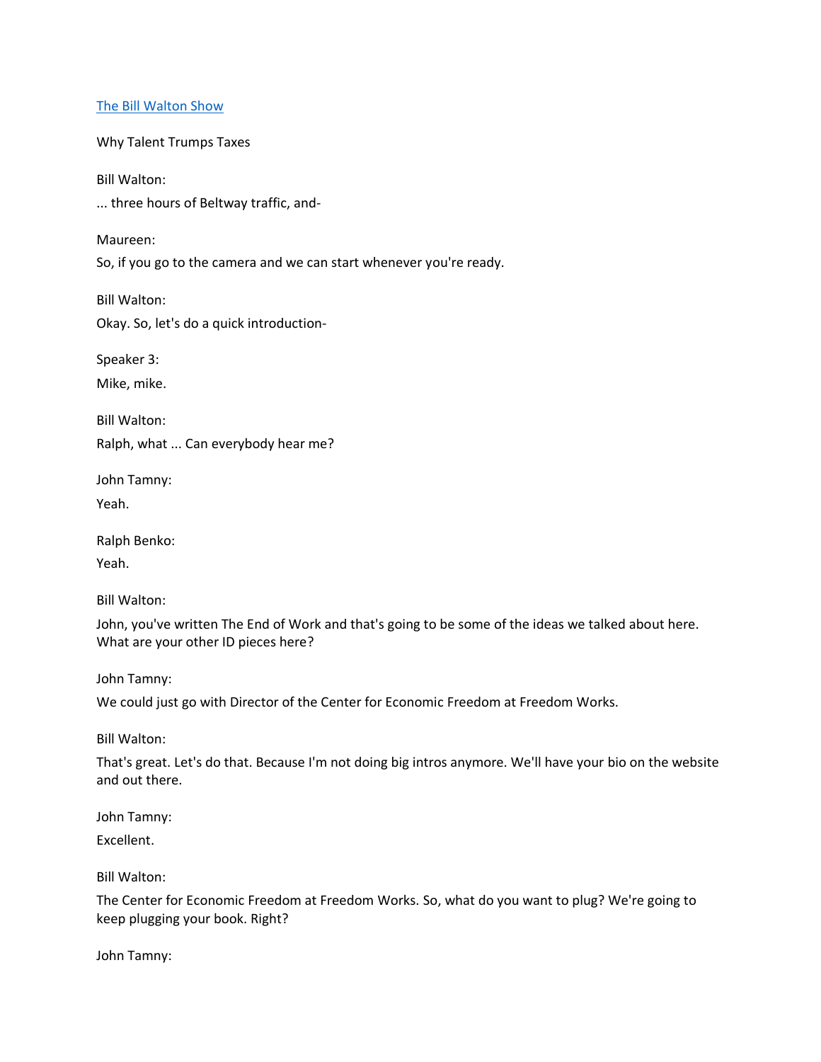[The Bill Walton Show](#)

Why Talent Trumps Taxes

Bill Walton:

... three hours of Beltway traffic, and-

Maureen:

So, if you go to the camera and we can start whenever you're ready.

Bill Walton:

Okay. So, let's do a quick introduction-

Speaker 3:

Mike, mike.

Bill Walton:

Ralph, what ... Can everybody hear me?

John Tamny:

Yeah.

Ralph Benko:

Yeah.

Bill Walton:

John, you've written The End of Work and that's going to be some of the ideas we talked about here. What are your other ID pieces here?

John Tamny:

We could just go with Director of the Center for Economic Freedom at Freedom Works.

Bill Walton:

That's great. Let's do that. Because I'm not doing big intros anymore. We'll have your bio on the website and out there.

John Tamny:

Excellent.

Bill Walton:

The Center for Economic Freedom at Freedom Works. So, what do you want to plug? We're going to keep plugging your book. Right?

John Tamny: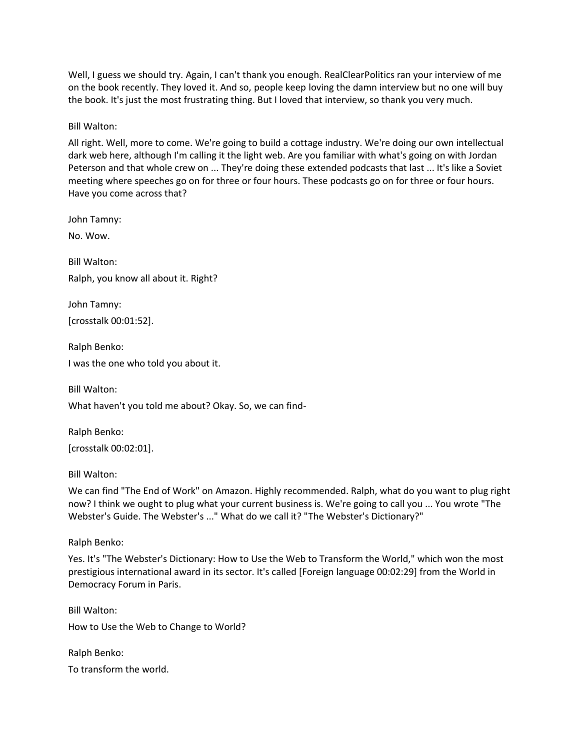Well, I guess we should try. Again, I can't thank you enough. RealClearPolitics ran your interview of me on the book recently. They loved it. And so, people keep loving the damn interview but no one will buy the book. It's just the most frustrating thing. But I loved that interview, so thank you very much.

Bill Walton:

All right. Well, more to come. We're going to build a cottage industry. We're doing our own intellectual dark web here, although I'm calling it the light web. Are you familiar with what's going on with Jordan Peterson and that whole crew on ... They're doing these extended podcasts that last ... It's like a Soviet meeting where speeches go on for three or four hours. These podcasts go on for three or four hours. Have you come across that?

John Tamny:

No. Wow.

Bill Walton:

Ralph, you know all about it. Right?

John Tamny:

[crosstalk 00:01:52].

Ralph Benko:

I was the one who told you about it.

Bill Walton:

What haven't you told me about? Okay. So, we can find-

Ralph Benko:

[crosstalk 00:02:01].

Bill Walton:

We can find "The End of Work" on Amazon. Highly recommended. Ralph, what do you want to plug right now? I think we ought to plug what your current business is. We're going to call you ... You wrote "The Webster's Guide. The Webster's ..." What do we call it? "The Webster's Dictionary?"

Ralph Benko:

Yes. It's "The Webster's Dictionary: How to Use the Web to Transform the World," which won the most prestigious international award in its sector. It's called [Foreign language 00:02:29] from the World in Democracy Forum in Paris.

Bill Walton:

How to Use the Web to Change to World?

Ralph Benko:

To transform the world.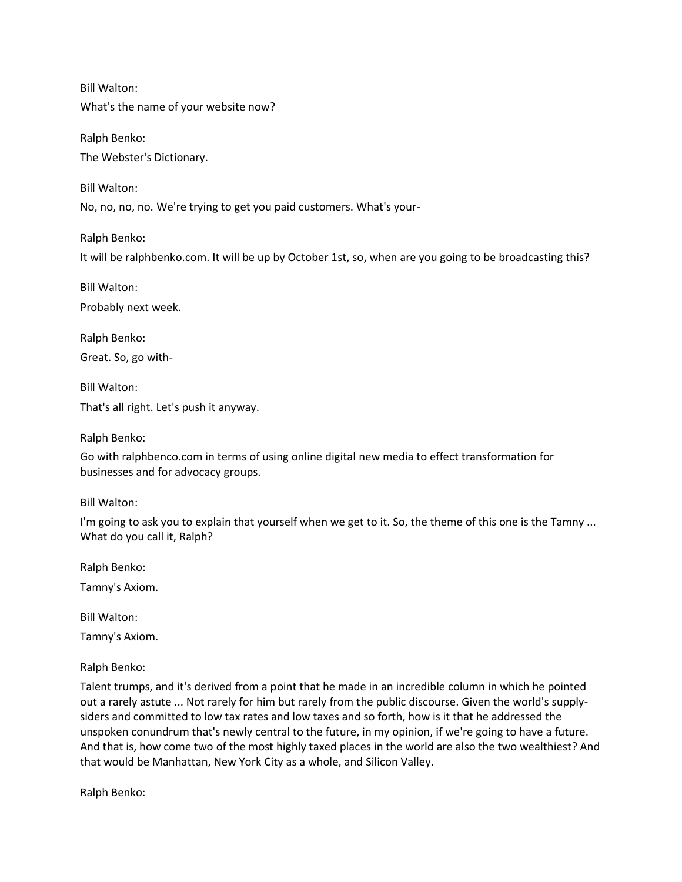Bill Walton:

What's the name of your website now?

Ralph Benko:

The Webster's Dictionary.

Bill Walton:

No, no, no, no. We're trying to get you paid customers. What's your-

Ralph Benko:

It will be ralphbenko.com. It will be up by October 1st, so, when are you going to be broadcasting this?

Bill Walton:

Probably next week.

Ralph Benko:

Great. So, go with-

Bill Walton:

That's all right. Let's push it anyway.

Ralph Benko:

Go with ralphbenco.com in terms of using online digital new media to effect transformation for businesses and for advocacy groups.

Bill Walton:

I'm going to ask you to explain that yourself when we get to it. So, the theme of this one is the Tamny ... What do you call it, Ralph?

Ralph Benko:

Tamny's Axiom.

Bill Walton:

Tamny's Axiom.

Ralph Benko:

Talent trumps, and it's derived from a point that he made in an incredible column in which he pointed out a rarely astute ... Not rarely for him but rarely from the public discourse. Given the world's supply-siders and committed to low tax rates and low taxes and so forth, how is it that he addressed the unspoken conundrum that's newly central to the future, in my opinion, if we're going to have a future. And that is, how come two of the most highly taxed places in the world are also the two wealthiest? And that would be Manhattan, New York City as a whole, and Silicon Valley.

Ralph Benko: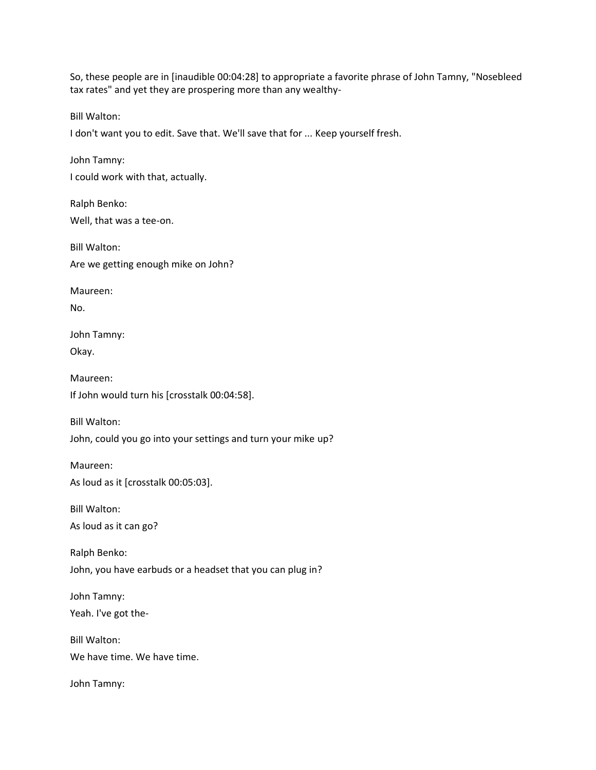So, these people are in [inaudible 00:04:28] to appropriate a favorite phrase of John Tamny, "Nosebleed tax rates" and yet they are prospering more than any wealthy-

Bill Walton:

I don't want you to edit. Save that. We'll save that for ... Keep yourself fresh.

John Tamny:

I could work with that, actually.

Ralph Benko:

Well, that was a tee-on.

Bill Walton:

Are we getting enough mike on John?

Maureen:

No.

John Tamny:

Okay.

Maureen:

If John would turn his [crosstalk 00:04:58].

Bill Walton:

John, could you go into your settings and turn your mike up?

Maureen:

As loud as it [crosstalk 00:05:03].

Bill Walton:

As loud as it can go?

Ralph Benko:

John, you have earbuds or a headset that you can plug in?

John Tamny:

Yeah. I've got the-

Bill Walton:

We have time. We have time.

John Tamny: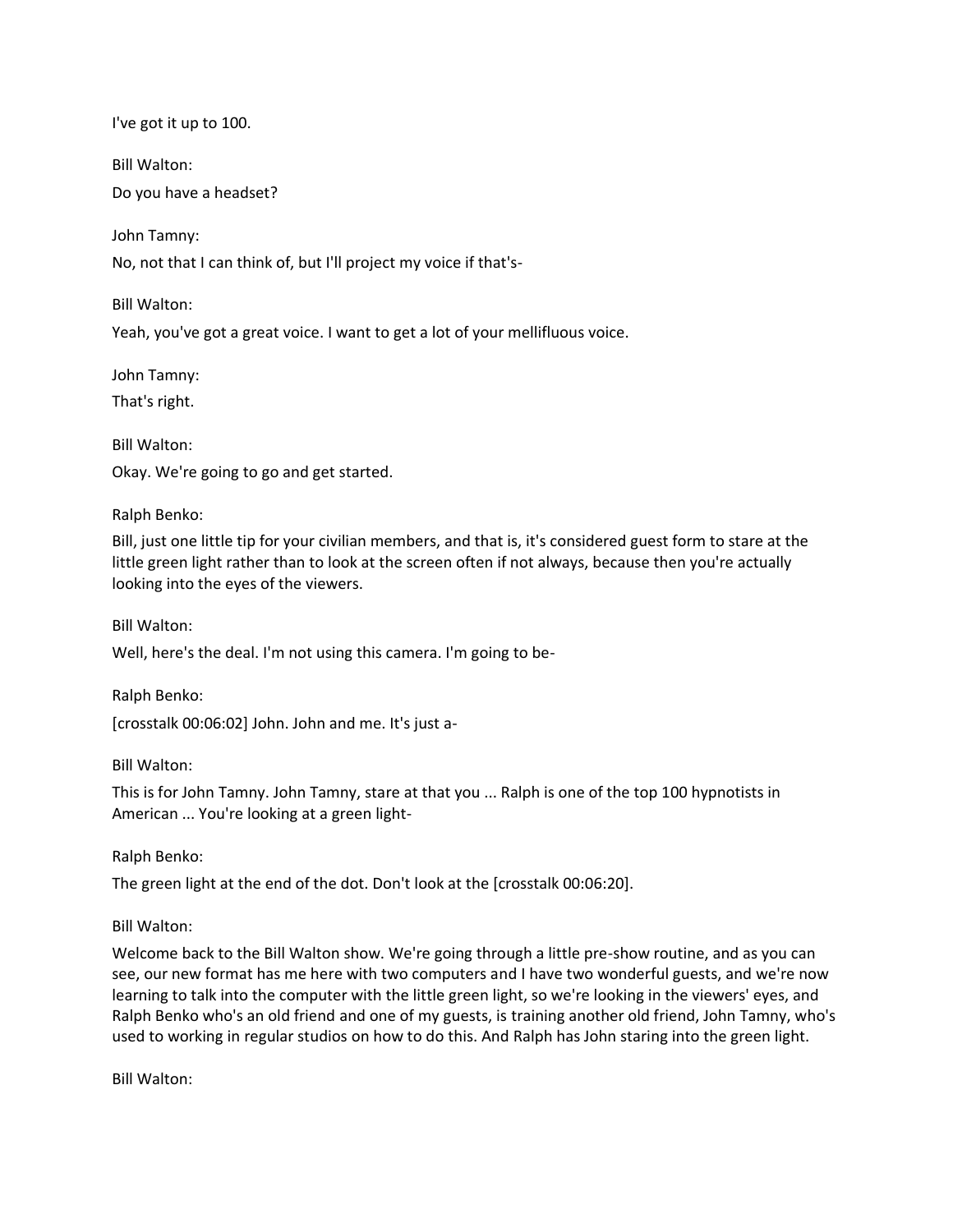I've got it up to 100.

Bill Walton:

Do you have a headset?

John Tamny:

No, not that I can think of, but I'll project my voice if that's-

Bill Walton:

Yeah, you've got a great voice. I want to get a lot of your mellifluous voice.

John Tamny:

That's right.

Bill Walton:

Okay. We're going to go and get started.

Ralph Benko:

Bill, just one little tip for your civilian members, and that is, it's considered guest form to stare at the little green light rather than to look at the screen often if not always, because then you're actually looking into the eyes of the viewers.

Bill Walton:

Well, here's the deal. I'm not using this camera. I'm going to be-

Ralph Benko:

[crosstalk 00:06:02] John. John and me. It's just a-

Bill Walton:

This is for John Tamny. John Tamny, stare at that you ... Ralph is one of the top 100 hypnotists in American ... You're looking at a green light-

Ralph Benko:

The green light at the end of the dot. Don't look at the [crosstalk 00:06:20].

Bill Walton:

Welcome back to the Bill Walton show. We're going through a little pre-show routine, and as you can see, our new format has me here with two computers and I have two wonderful guests, and we're now learning to talk into the computer with the little green light, so we're looking in the viewers' eyes, and Ralph Benko who's an old friend and one of my guests, is training another old friend, John Tamny, who's used to working in regular studios on how to do this. And Ralph has John staring into the green light.

Bill Walton: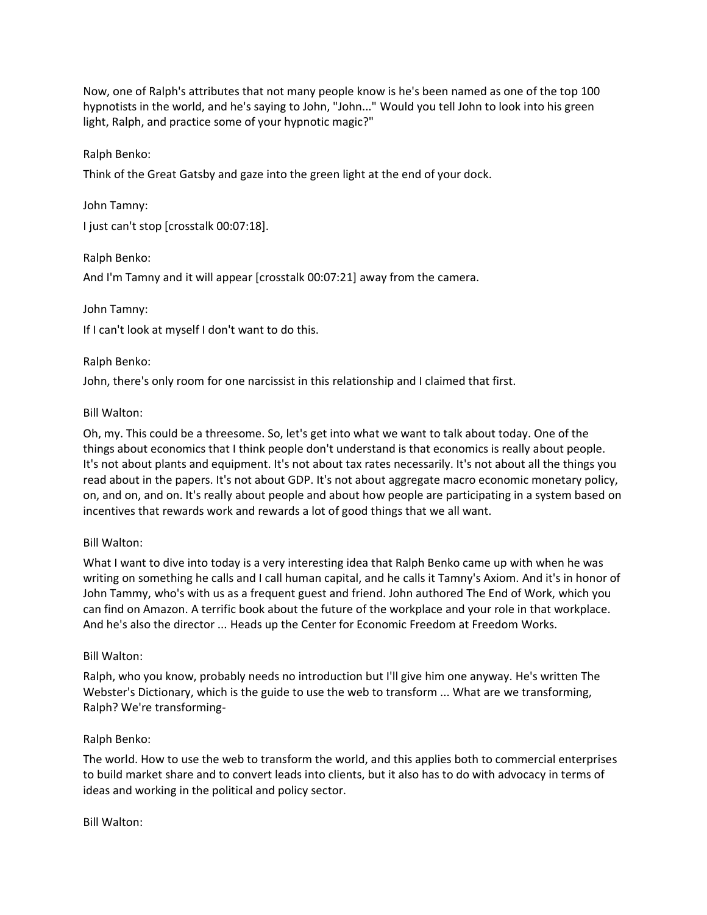Now, one of Ralph's attributes that not many people know is he's been named as one of the top 100 hypnotists in the world, and he's saying to John, "John..." Would you tell John to look into his green light, Ralph, and practice some of your hypnotic magic?"

Ralph Benko:

Think of the Great Gatsby and gaze into the green light at the end of your dock.

John Tamny:

I just can't stop [crosstalk 00:07:18].

Ralph Benko:

And I'm Tamny and it will appear [crosstalk 00:07:21] away from the camera.

John Tamny:

If I can't look at myself I don't want to do this.

Ralph Benko:

John, there's only room for one narcissist in this relationship and I claimed that first.

Bill Walton:

Oh, my. This could be a threesome. So, let's get into what we want to talk about today. One of the things about economics that I think people don't understand is that economics is really about people. It's not about plants and equipment. It's not about tax rates necessarily. It's not about all the things you read about in the papers. It's not about GDP. It's not about aggregate macro economic monetary policy, on, and on, and on. It's really about people and about how people are participating in a system based on incentives that rewards work and rewards a lot of good things that we all want.

Bill Walton:

What I want to dive into today is a very interesting idea that Ralph Benko came up with when he was writing on something he calls and I call human capital, and he calls it Tamny's Axiom. And it's in honor of John Tammy, who's with us as a frequent guest and friend. John authored The End of Work, which you can find on Amazon. A terrific book about the future of the workplace and your role in that workplace. And he's also the director ... Heads up the Center for Economic Freedom at Freedom Works.

Bill Walton:

Ralph, who you know, probably needs no introduction but I'll give him one anyway. He's written The Webster's Dictionary, which is the guide to use the web to transform ... What are we transforming, Ralph? We're transforming-

Ralph Benko:

The world. How to use the web to transform the world, and this applies both to commercial enterprises to build market share and to convert leads into clients, but it also has to do with advocacy in terms of ideas and working in the political and policy sector.

Bill Walton: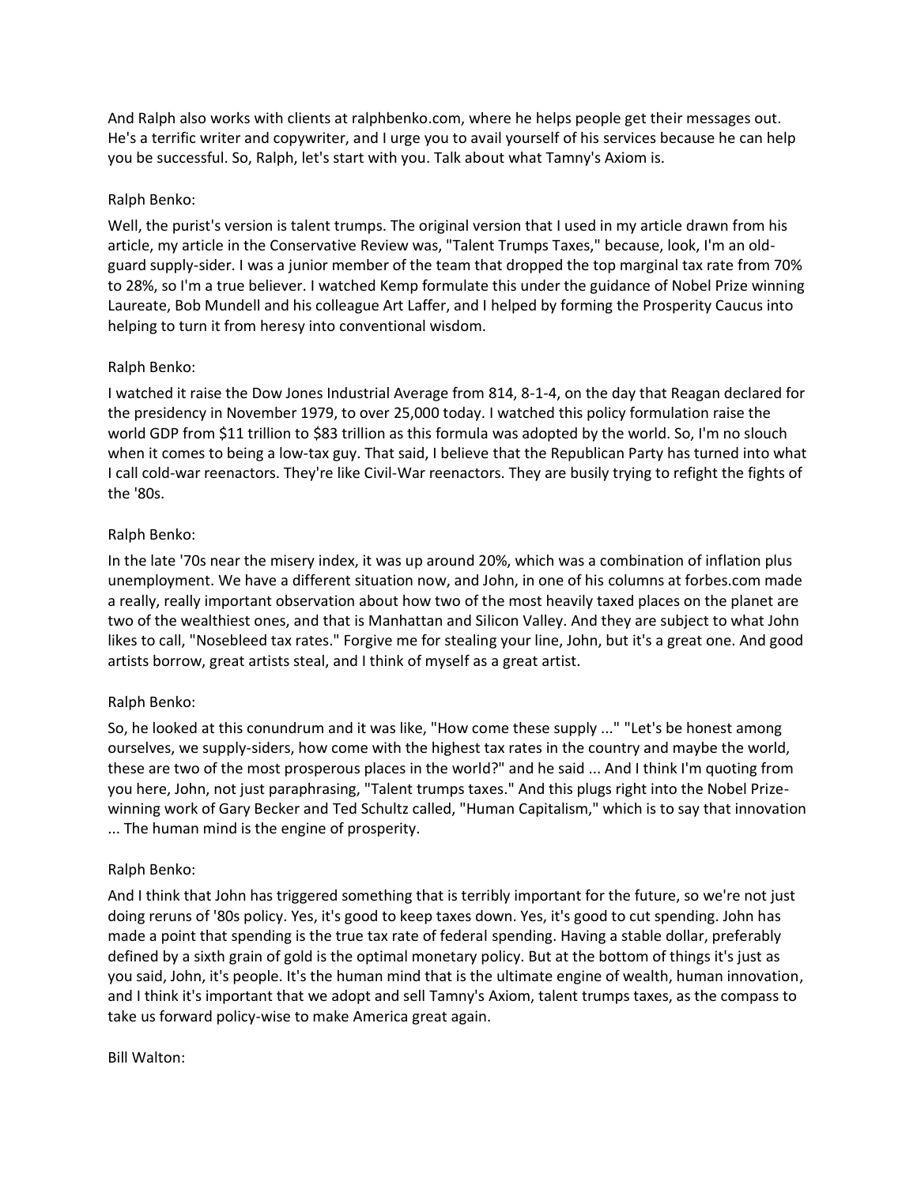And Ralph also works with clients at ralphbenko.com, where he helps people get their messages out. He's a terrific writer and copywriter, and I urge you to avail yourself of his services because he can help you be successful. So, Ralph, let's start with you. Talk about what Tamny's Axiom is.

Ralph Benko:

Well, the purist's version is talent trumps. The original version that I used in my article drawn from his article, my article in the Conservative Review was, "Talent Trumps Taxes," because, look, I'm an old-guard supply-sider. I was a junior member of the team that dropped the top marginal tax rate from 70% to 28%, so I'm a true believer. I watched Kemp formulate this under the guidance of Nobel Prize winning Laureate, Bob Mundell and his colleague Art Laffer, and I helped by forming the Prosperity Caucus into helping to turn it from heresy into conventional wisdom.

Ralph Benko:

I watched it raise the Dow Jones Industrial Average from 814, 8-1-4, on the day that Reagan declared for the presidency in November 1979, to over 25,000 today. I watched this policy formulation raise the world GDP from $11 trillion to $83 trillion as this formula was adopted by the world. So, I'm no slouch when it comes to being a low-tax guy. That said, I believe that the Republican Party has turned into what I call cold-war reenactors. They're like Civil-War reenactors. They are busily trying to refight the fights of the '80s.

Ralph Benko:

In the late '70s near the misery index, it was up around 20%, which was a combination of inflation plus unemployment. We have a different situation now, and John, in one of his columns at forbes.com made a really, really important observation about how two of the most heavily taxed places on the planet are two of the wealthiest ones, and that is Manhattan and Silicon Valley. And they are subject to what John likes to call, "Nosebleed tax rates." Forgive me for stealing your line, John, but it's a great one. And good artists borrow, great artists steal, and I think of myself as a great artist.

Ralph Benko:

So, he looked at this conundrum and it was like, "How come these supply ..." "Let's be honest among ourselves, we supply-siders, how come with the highest tax rates in the country and maybe the world, these are two of the most prosperous places in the world?" and he said ... And I think I'm quoting from you here, John, not just paraphrasing, "Talent trumps taxes." And this plugs right into the Nobel Prize-winning work of Gary Becker and Ted Schultz called, "Human Capitalism," which is to say that innovation ... The human mind is the engine of prosperity.

Ralph Benko:

And I think that John has triggered something that is terribly important for the future, so we're not just doing reruns of '80s policy. Yes, it's good to keep taxes down. Yes, it's good to cut spending. John has made a point that spending is the true tax rate of federal spending. Having a stable dollar, preferably defined by a sixth grain of gold is the optimal monetary policy. But at the bottom of things it's just as you said, John, it's people. It's the human mind that is the ultimate engine of wealth, human innovation, and I think it's important that we adopt and sell Tamny's Axiom, talent trumps taxes, as the compass to take us forward policy-wise to make America great again.

Bill Walton: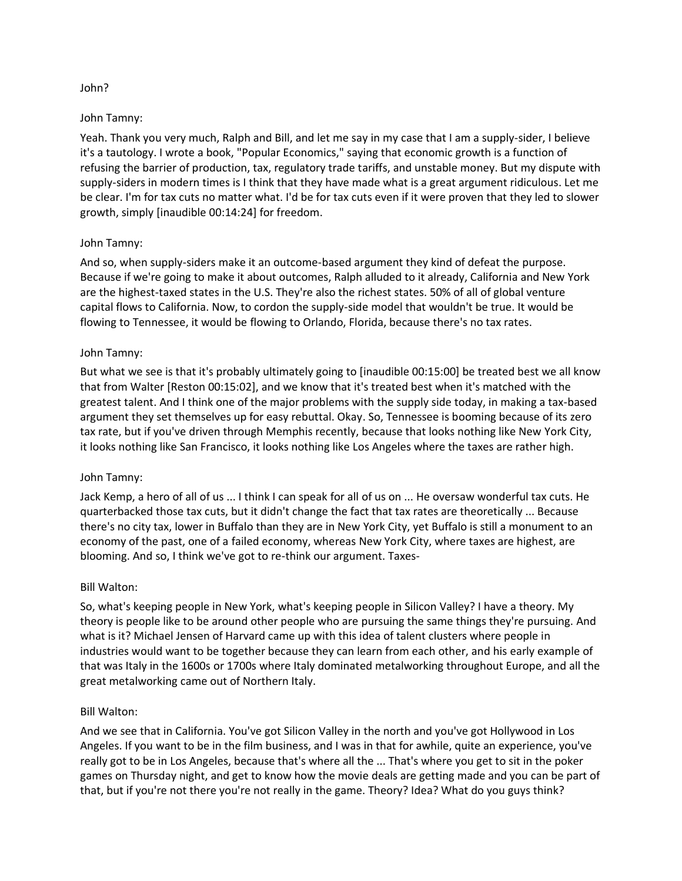John?

John Tamny:

Yeah. Thank you very much, Ralph and Bill, and let me say in my case that I am a supply-sider, I believe it's a tautology. I wrote a book, "Popular Economics," saying that economic growth is a function of refusing the barrier of production, tax, regulatory trade tariffs, and unstable money. But my dispute with supply-siders in modern times is I think that they have made what is a great argument ridiculous. Let me be clear. I'm for tax cuts no matter what. I'd be for tax cuts even if it were proven that they led to slower growth, simply [inaudible 00:14:24] for freedom.

John Tamny:

And so, when supply-siders make it an outcome-based argument they kind of defeat the purpose. Because if we're going to make it about outcomes, Ralph alluded to it already, California and New York are the highest-taxed states in the U.S. They're also the richest states. 50% of all of global venture capital flows to California. Now, to cordon the supply-side model that wouldn't be true. It would be flowing to Tennessee, it would be flowing to Orlando, Florida, because there's no tax rates.

John Tamny:

But what we see is that it's probably ultimately going to [inaudible 00:15:00] be treated best we all know that from Walter [Reston 00:15:02], and we know that it's treated best when it's matched with the greatest talent. And I think one of the major problems with the supply side today, in making a tax-based argument they set themselves up for easy rebuttal. Okay. So, Tennessee is booming because of its zero tax rate, but if you've driven through Memphis recently, because that looks nothing like New York City, it looks nothing like San Francisco, it looks nothing like Los Angeles where the taxes are rather high.

John Tamny:

Jack Kemp, a hero of all of us ... I think I can speak for all of us on ... He oversaw wonderful tax cuts. He quarterbacked those tax cuts, but it didn't change the fact that tax rates are theoretically ... Because there's no city tax, lower in Buffalo than they are in New York City, yet Buffalo is still a monument to an economy of the past, one of a failed economy, whereas New York City, where taxes are highest, are blooming. And so, I think we've got to re-think our argument. Taxes-

Bill Walton:

So, what's keeping people in New York, what's keeping people in Silicon Valley? I have a theory. My theory is people like to be around other people who are pursuing the same things they're pursuing. And what is it? Michael Jensen of Harvard came up with this idea of talent clusters where people in industries would want to be together because they can learn from each other, and his early example of that was Italy in the 1600s or 1700s where Italy dominated metalworking throughout Europe, and all the great metalworking came out of Northern Italy.

Bill Walton:

And we see that in California. You've got Silicon Valley in the north and you've got Hollywood in Los Angeles. If you want to be in the film business, and I was in that for awhile, quite an experience, you've really got to be in Los Angeles, because that's where all the ... That's where you get to sit in the poker games on Thursday night, and get to know how the movie deals are getting made and you can be part of that, but if you're not there you're not really in the game. Theory? Idea? What do you guys think?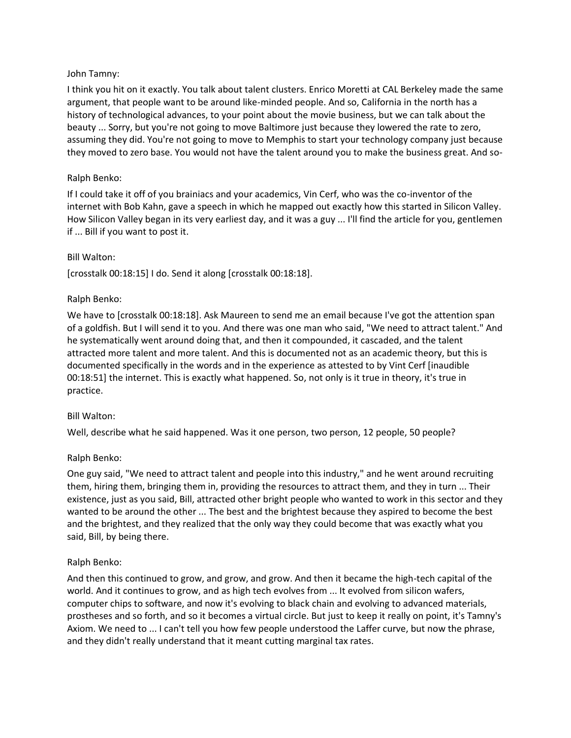John Tamny:

I think you hit on it exactly. You talk about talent clusters. Enrico Moretti at CAL Berkeley made the same argument, that people want to be around like-minded people. And so, California in the north has a history of technological advances, to your point about the movie business, but we can talk about the beauty ... Sorry, but you're not going to move Baltimore just because they lowered the rate to zero, assuming they did. You're not going to move to Memphis to start your technology company just because they moved to zero base. You would not have the talent around you to make the business great. And so-

Ralph Benko:

If I could take it off of you brainiacs and your academics, Vin Cerf, who was the co-inventor of the internet with Bob Kahn, gave a speech in which he mapped out exactly how this started in Silicon Valley. How Silicon Valley began in its very earliest day, and it was a guy ... I'll find the article for you, gentlemen if ... Bill if you want to post it.

Bill Walton:

[crosstalk 00:18:15] I do. Send it along [crosstalk 00:18:18].

Ralph Benko:

We have to [crosstalk 00:18:18]. Ask Maureen to send me an email because I've got the attention span of a goldfish. But I will send it to you. And there was one man who said, "We need to attract talent." And he systematically went around doing that, and then it compounded, it cascaded, and the talent attracted more talent and more talent. And this is documented not as an academic theory, but this is documented specifically in the words and in the experience as attested to by Vint Cerf [inaudible 00:18:51] the internet. This is exactly what happened. So, not only is it true in theory, it's true in practice.

Bill Walton:

Well, describe what he said happened. Was it one person, two person, 12 people, 50 people?

Ralph Benko:

One guy said, "We need to attract talent and people into this industry," and he went around recruiting them, hiring them, bringing them in, providing the resources to attract them, and they in turn ... Their existence, just as you said, Bill, attracted other bright people who wanted to work in this sector and they wanted to be around the other ... The best and the brightest because they aspired to become the best and the brightest, and they realized that the only way they could become that was exactly what you said, Bill, by being there.

Ralph Benko:

And then this continued to grow, and grow, and grow. And then it became the high-tech capital of the world. And it continues to grow, and as high tech evolves from ... It evolved from silicon wafers, computer chips to software, and now it's evolving to black chain and evolving to advanced materials, prostheses and so forth, and so it becomes a virtual circle. But just to keep it really on point, it's Tamny's Axiom. We need to ... I can't tell you how few people understood the Laffer curve, but now the phrase, and they didn't really understand that it meant cutting marginal tax rates.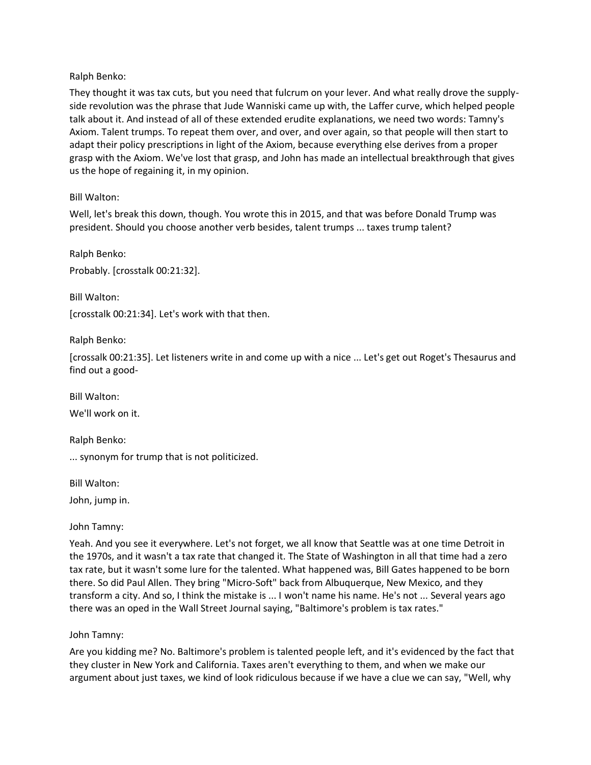Ralph Benko:

They thought it was tax cuts, but you need that fulcrum on your lever. And what really drove the supply-side revolution was the phrase that Jude Wanniski came up with, the Laffer curve, which helped people talk about it. And instead of all of these extended erudite explanations, we need two words: Tamny's Axiom. Talent trumps. To repeat them over, and over, and over again, so that people will then start to adapt their policy prescriptions in light of the Axiom, because everything else derives from a proper grasp with the Axiom. We've lost that grasp, and John has made an intellectual breakthrough that gives us the hope of regaining it, in my opinion.

Bill Walton:

Well, let's break this down, though. You wrote this in 2015, and that was before Donald Trump was president. Should you choose another verb besides, talent trumps ... taxes trump talent?

Ralph Benko:

Probably. [crosstalk 00:21:32].

Bill Walton:

[crosstalk 00:21:34]. Let's work with that then.

Ralph Benko:

[crossalk 00:21:35]. Let listeners write in and come up with a nice ... Let's get out Roget's Thesaurus and find out a good-

Bill Walton:

We'll work on it.

Ralph Benko:

... synonym for trump that is not politicized.

Bill Walton:

John, jump in.

John Tamny:

Yeah. And you see it everywhere. Let's not forget, we all know that Seattle was at one time Detroit in the 1970s, and it wasn't a tax rate that changed it. The State of Washington in all that time had a zero tax rate, but it wasn't some lure for the talented. What happened was, Bill Gates happened to be born there. So did Paul Allen. They bring "Micro-Soft" back from Albuquerque, New Mexico, and they transform a city. And so, I think the mistake is ... I won't name his name. He's not ... Several years ago there was an oped in the Wall Street Journal saying, "Baltimore's problem is tax rates."

John Tamny:

Are you kidding me? No. Baltimore's problem is talented people left, and it's evidenced by the fact that they cluster in New York and California. Taxes aren't everything to them, and when we make our argument about just taxes, we kind of look ridiculous because if we have a clue we can say, "Well, why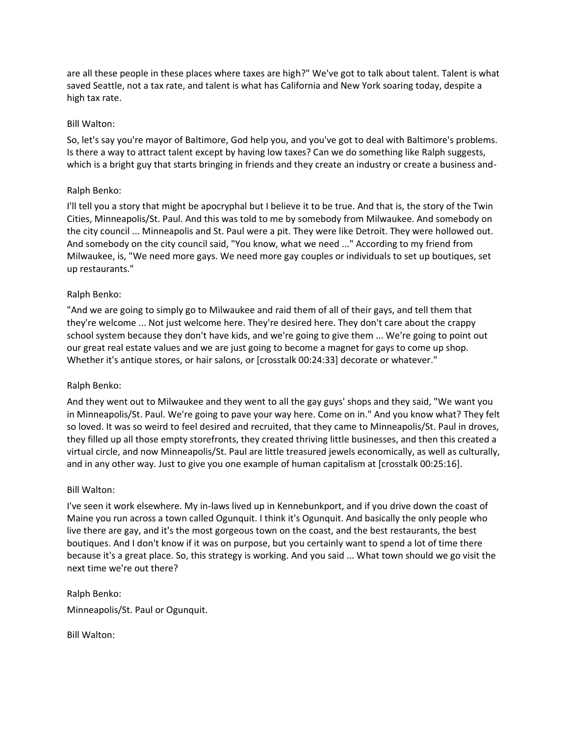are all these people in these places where taxes are high?" We've got to talk about talent. Talent is what saved Seattle, not a tax rate, and talent is what has California and New York soaring today, despite a high tax rate.

Bill Walton:

So, let's say you're mayor of Baltimore, God help you, and you've got to deal with Baltimore's problems. Is there a way to attract talent except by having low taxes? Can we do something like Ralph suggests, which is a bright guy that starts bringing in friends and they create an industry or create a business and-

Ralph Benko:

I'll tell you a story that might be apocryphal but I believe it to be true. And that is, the story of the Twin Cities, Minneapolis/St. Paul. And this was told to me by somebody from Milwaukee. And somebody on the city council ... Minneapolis and St. Paul were a pit. They were like Detroit. They were hollowed out. And somebody on the city council said, "You know, what we need ..." According to my friend from Milwaukee, is, "We need more gays. We need more gay couples or individuals to set up boutiques, set up restaurants."

Ralph Benko:

"And we are going to simply go to Milwaukee and raid them of all of their gays, and tell them that they're welcome ... Not just welcome here. They're desired here. They don't care about the crappy school system because they don't have kids, and we're going to give them ... We're going to point out our great real estate values and we are just going to become a magnet for gays to come up shop. Whether it's antique stores, or hair salons, or [crosstalk 00:24:33] decorate or whatever."

Ralph Benko:

And they went out to Milwaukee and they went to all the gay guys' shops and they said, "We want you in Minneapolis/St. Paul. We're going to pave your way here. Come on in." And you know what? They felt so loved. It was so weird to feel desired and recruited, that they came to Minneapolis/St. Paul in droves, they filled up all those empty storefronts, they created thriving little businesses, and then this created a virtual circle, and now Minneapolis/St. Paul are little treasured jewels economically, as well as culturally, and in any other way. Just to give you one example of human capitalism at [crosstalk 00:25:16].

Bill Walton:

I've seen it work elsewhere. My in-laws lived up in Kennebunkport, and if you drive down the coast of Maine you run across a town called Ogunquit. I think it's Ogunquit. And basically the only people who live there are gay, and it's the most gorgeous town on the coast, and the best restaurants, the best boutiques. And I don't know if it was on purpose, but you certainly want to spend a lot of time there because it's a great place. So, this strategy is working. And you said ... What town should we go visit the next time we're out there?

Ralph Benko:

Minneapolis/St. Paul or Ogunquit.

Bill Walton: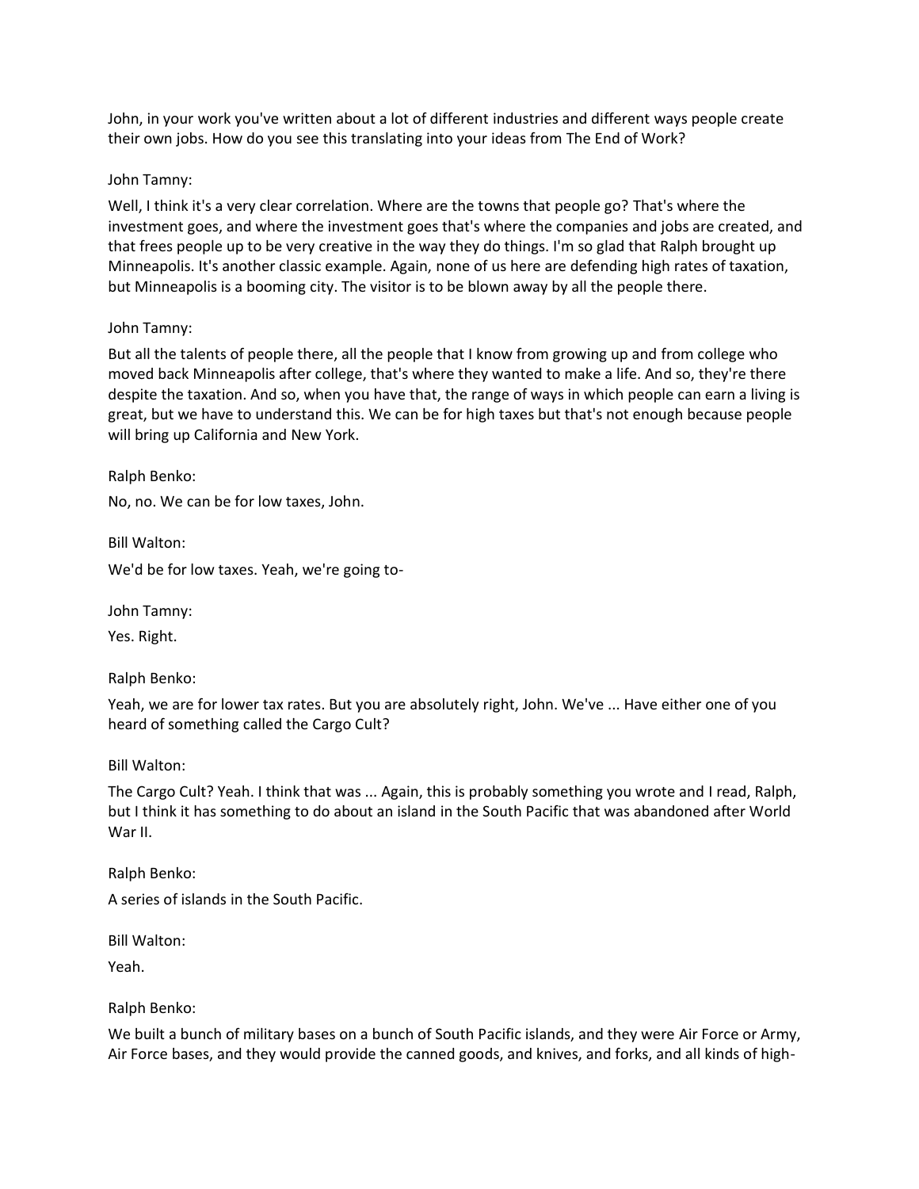John, in your work you've written about a lot of different industries and different ways people create their own jobs. How do you see this translating into your ideas from The End of Work?

John Tamny:

Well, I think it's a very clear correlation. Where are the towns that people go? That's where the investment goes, and where the investment goes that's where the companies and jobs are created, and that frees people up to be very creative in the way they do things. I'm so glad that Ralph brought up Minneapolis. It's another classic example. Again, none of us here are defending high rates of taxation, but Minneapolis is a booming city. The visitor is to be blown away by all the people there.

John Tamny:

But all the talents of people there, all the people that I know from growing up and from college who moved back Minneapolis after college, that's where they wanted to make a life. And so, they're there despite the taxation. And so, when you have that, the range of ways in which people can earn a living is great, but we have to understand this. We can be for high taxes but that's not enough because people will bring up California and New York.

Ralph Benko:

No, no. We can be for low taxes, John.

Bill Walton:

We'd be for low taxes. Yeah, we're going to-

John Tamny:

Yes. Right.

Ralph Benko:

Yeah, we are for lower tax rates. But you are absolutely right, John. We've ... Have either one of you heard of something called the Cargo Cult?

Bill Walton:

The Cargo Cult? Yeah. I think that was ... Again, this is probably something you wrote and I read, Ralph, but I think it has something to do about an island in the South Pacific that was abandoned after World War II.

Ralph Benko:

A series of islands in the South Pacific.

Bill Walton:

Yeah.

Ralph Benko:

We built a bunch of military bases on a bunch of South Pacific islands, and they were Air Force or Army, Air Force bases, and they would provide the canned goods, and knives, and forks, and all kinds of high-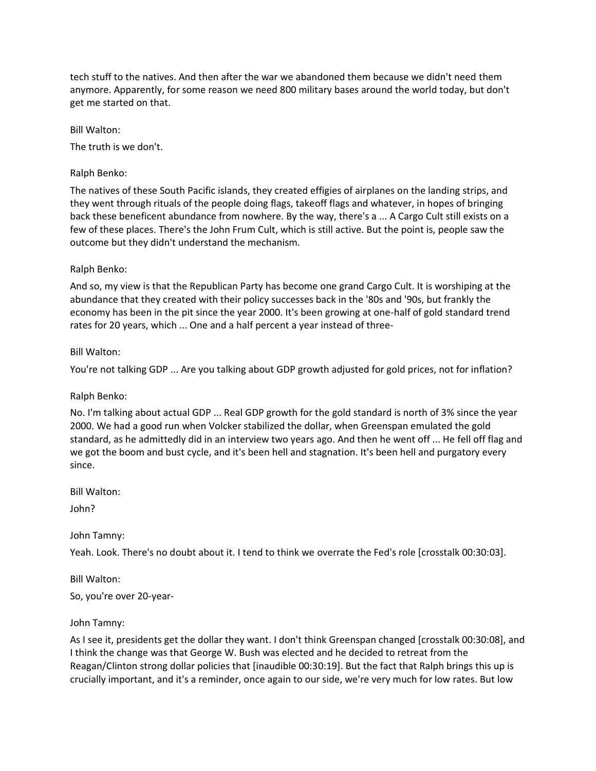tech stuff to the natives. And then after the war we abandoned them because we didn't need them anymore. Apparently, for some reason we need 800 military bases around the world today, but don't get me started on that.

Bill Walton:

The truth is we don't.

Ralph Benko:

The natives of these South Pacific islands, they created effigies of airplanes on the landing strips, and they went through rituals of the people doing flags, takeoff flags and whatever, in hopes of bringing back these beneficent abundance from nowhere. By the way, there's a ... A Cargo Cult still exists on a few of these places. There's the John Frum Cult, which is still active. But the point is, people saw the outcome but they didn't understand the mechanism.

Ralph Benko:

And so, my view is that the Republican Party has become one grand Cargo Cult. It is worshiping at the abundance that they created with their policy successes back in the '80s and '90s, but frankly the economy has been in the pit since the year 2000. It's been growing at one-half of gold standard trend rates for 20 years, which ... One and a half percent a year instead of three-

Bill Walton:

You're not talking GDP ... Are you talking about GDP growth adjusted for gold prices, not for inflation?

Ralph Benko:

No. I'm talking about actual GDP ... Real GDP growth for the gold standard is north of 3% since the year 2000. We had a good run when Volcker stabilized the dollar, when Greenspan emulated the gold standard, as he admittedly did in an interview two years ago. And then he went off ... He fell off flag and we got the boom and bust cycle, and it's been hell and stagnation. It's been hell and purgatory every since.

Bill Walton:

John?

John Tamny:

Yeah. Look. There's no doubt about it. I tend to think we overrate the Fed's role [crosstalk 00:30:03].

Bill Walton:

So, you're over 20-year-

John Tamny:

As I see it, presidents get the dollar they want. I don't think Greenspan changed [crosstalk 00:30:08], and I think the change was that George W. Bush was elected and he decided to retreat from the Reagan/Clinton strong dollar policies that [inaudible 00:30:19]. But the fact that Ralph brings this up is crucially important, and it's a reminder, once again to our side, we're very much for low rates. But low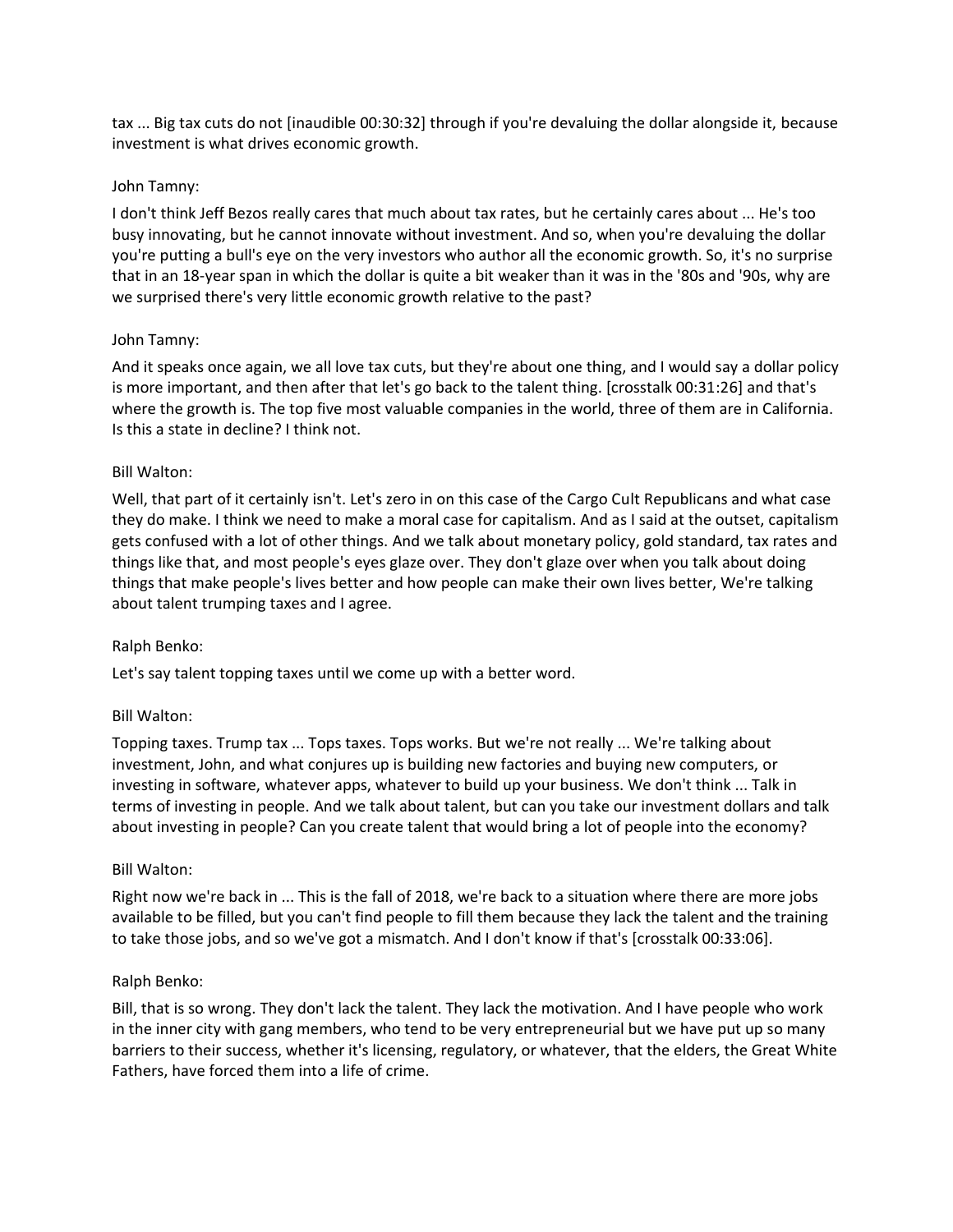tax ... Big tax cuts do not [inaudible 00:30:32] through if you're devaluing the dollar alongside it, because investment is what drives economic growth.

John Tamny:

I don't think Jeff Bezos really cares that much about tax rates, but he certainly cares about ... He's too busy innovating, but he cannot innovate without investment. And so, when you're devaluing the dollar you're putting a bull's eye on the very investors who author all the economic growth. So, it's no surprise that in an 18-year span in which the dollar is quite a bit weaker than it was in the '80s and '90s, why are we surprised there's very little economic growth relative to the past?

John Tamny:

And it speaks once again, we all love tax cuts, but they're about one thing, and I would say a dollar policy is more important, and then after that let's go back to the talent thing. [crosstalk 00:31:26] and that's where the growth is. The top five most valuable companies in the world, three of them are in California. Is this a state in decline? I think not.

Bill Walton:

Well, that part of it certainly isn't. Let's zero in on this case of the Cargo Cult Republicans and what case they do make. I think we need to make a moral case for capitalism. And as I said at the outset, capitalism gets confused with a lot of other things. And we talk about monetary policy, gold standard, tax rates and things like that, and most people's eyes glaze over. They don't glaze over when you talk about doing things that make people's lives better and how people can make their own lives better, We're talking about talent trumping taxes and I agree.

Ralph Benko:

Let's say talent topping taxes until we come up with a better word.

Bill Walton:

Topping taxes. Trump tax ... Tops taxes. Tops works. But we're not really ... We're talking about investment, John, and what conjures up is building new factories and buying new computers, or investing in software, whatever apps, whatever to build up your business. We don't think ... Talk in terms of investing in people. And we talk about talent, but can you take our investment dollars and talk about investing in people? Can you create talent that would bring a lot of people into the economy?

Bill Walton:

Right now we're back in ... This is the fall of 2018, we're back to a situation where there are more jobs available to be filled, but you can't find people to fill them because they lack the talent and the training to take those jobs, and so we've got a mismatch. And I don't know if that's [crosstalk 00:33:06].

Ralph Benko:

Bill, that is so wrong. They don't lack the talent. They lack the motivation. And I have people who work in the inner city with gang members, who tend to be very entrepreneurial but we have put up so many barriers to their success, whether it's licensing, regulatory, or whatever, that the elders, the Great White Fathers, have forced them into a life of crime.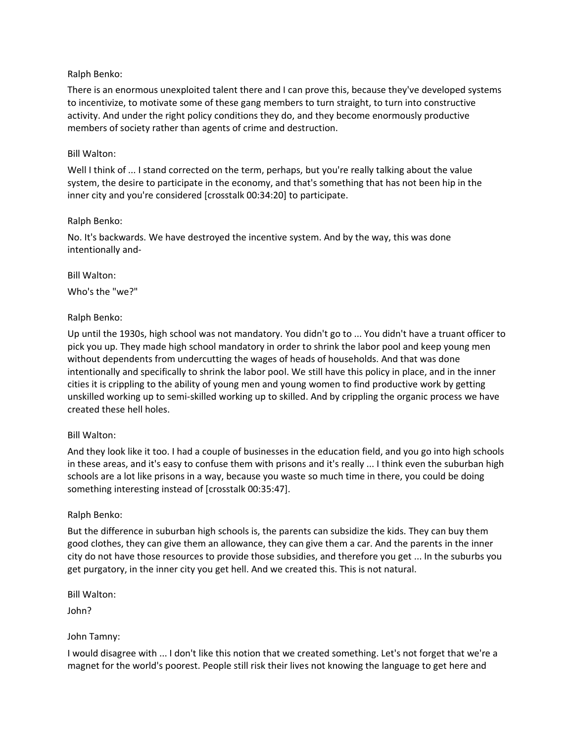Ralph Benko:

There is an enormous unexploited talent there and I can prove this, because they've developed systems to incentivize, to motivate some of these gang members to turn straight, to turn into constructive activity. And under the right policy conditions they do, and they become enormously productive members of society rather than agents of crime and destruction.

Bill Walton:

Well I think of ... I stand corrected on the term, perhaps, but you're really talking about the value system, the desire to participate in the economy, and that's something that has not been hip in the inner city and you're considered [crosstalk 00:34:20] to participate.

Ralph Benko:

No. It's backwards. We have destroyed the incentive system. And by the way, this was done intentionally and-

Bill Walton:

Who's the "we?"

Ralph Benko:

Up until the 1930s, high school was not mandatory. You didn't go to ... You didn't have a truant officer to pick you up. They made high school mandatory in order to shrink the labor pool and keep young men without dependents from undercutting the wages of heads of households. And that was done intentionally and specifically to shrink the labor pool. We still have this policy in place, and in the inner cities it is crippling to the ability of young men and young women to find productive work by getting unskilled working up to semi-skilled working up to skilled. And by crippling the organic process we have created these hell holes.

Bill Walton:

And they look like it too. I had a couple of businesses in the education field, and you go into high schools in these areas, and it's easy to confuse them with prisons and it's really ... I think even the suburban high schools are a lot like prisons in a way, because you waste so much time in there, you could be doing something interesting instead of [crosstalk 00:35:47].

Ralph Benko:

But the difference in suburban high schools is, the parents can subsidize the kids. They can buy them good clothes, they can give them an allowance, they can give them a car. And the parents in the inner city do not have those resources to provide those subsidies, and therefore you get ... In the suburbs you get purgatory, in the inner city you get hell. And we created this. This is not natural.

Bill Walton:

John?

John Tamny:

I would disagree with ... I don't like this notion that we created something. Let's not forget that we're a magnet for the world's poorest. People still risk their lives not knowing the language to get here and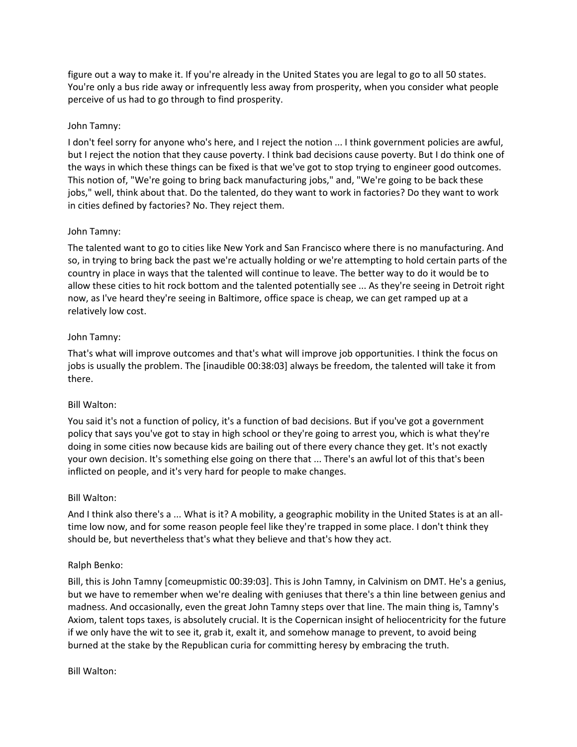figure out a way to make it. If you're already in the United States you are legal to go to all 50 states. You're only a bus ride away or infrequently less away from prosperity, when you consider what people perceive of us had to go through to find prosperity.

John Tamny:

I don't feel sorry for anyone who's here, and I reject the notion ... I think government policies are awful, but I reject the notion that they cause poverty. I think bad decisions cause poverty. But I do think one of the ways in which these things can be fixed is that we've got to stop trying to engineer good outcomes. This notion of, "We're going to bring back manufacturing jobs," and, "We're going to be back these jobs," well, think about that. Do the talented, do they want to work in factories? Do they want to work in cities defined by factories? No. They reject them.

John Tamny:

The talented want to go to cities like New York and San Francisco where there is no manufacturing. And so, in trying to bring back the past we're actually holding or we're attempting to hold certain parts of the country in place in ways that the talented will continue to leave. The better way to do it would be to allow these cities to hit rock bottom and the talented potentially see ... As they're seeing in Detroit right now, as I've heard they're seeing in Baltimore, office space is cheap, we can get ramped up at a relatively low cost.

John Tamny:

That's what will improve outcomes and that's what will improve job opportunities. I think the focus on jobs is usually the problem. The [inaudible 00:38:03] always be freedom, the talented will take it from there.

Bill Walton:

You said it's not a function of policy, it's a function of bad decisions. But if you've got a government policy that says you've got to stay in high school or they're going to arrest you, which is what they're doing in some cities now because kids are bailing out of there every chance they get. It's not exactly your own decision. It's something else going on there that ... There's an awful lot of this that's been inflicted on people, and it's very hard for people to make changes.

Bill Walton:

And I think also there's a ... What is it? A mobility, a geographic mobility in the United States is at an all-time low now, and for some reason people feel like they're trapped in some place. I don't think they should be, but nevertheless that's what they believe and that's how they act.

Ralph Benko:

Bill, this is John Tamny [comeupmistic 00:39:03]. This is John Tamny, in Calvinism on DMT. He's a genius, but we have to remember when we're dealing with geniuses that there's a thin line between genius and madness. And occasionally, even the great John Tamny steps over that line. The main thing is, Tamny's Axiom, talent tops taxes, is absolutely crucial. It is the Copernican insight of heliocentricity for the future if we only have the wit to see it, grab it, exalt it, and somehow manage to prevent, to avoid being burned at the stake by the Republican curia for committing heresy by embracing the truth.

Bill Walton: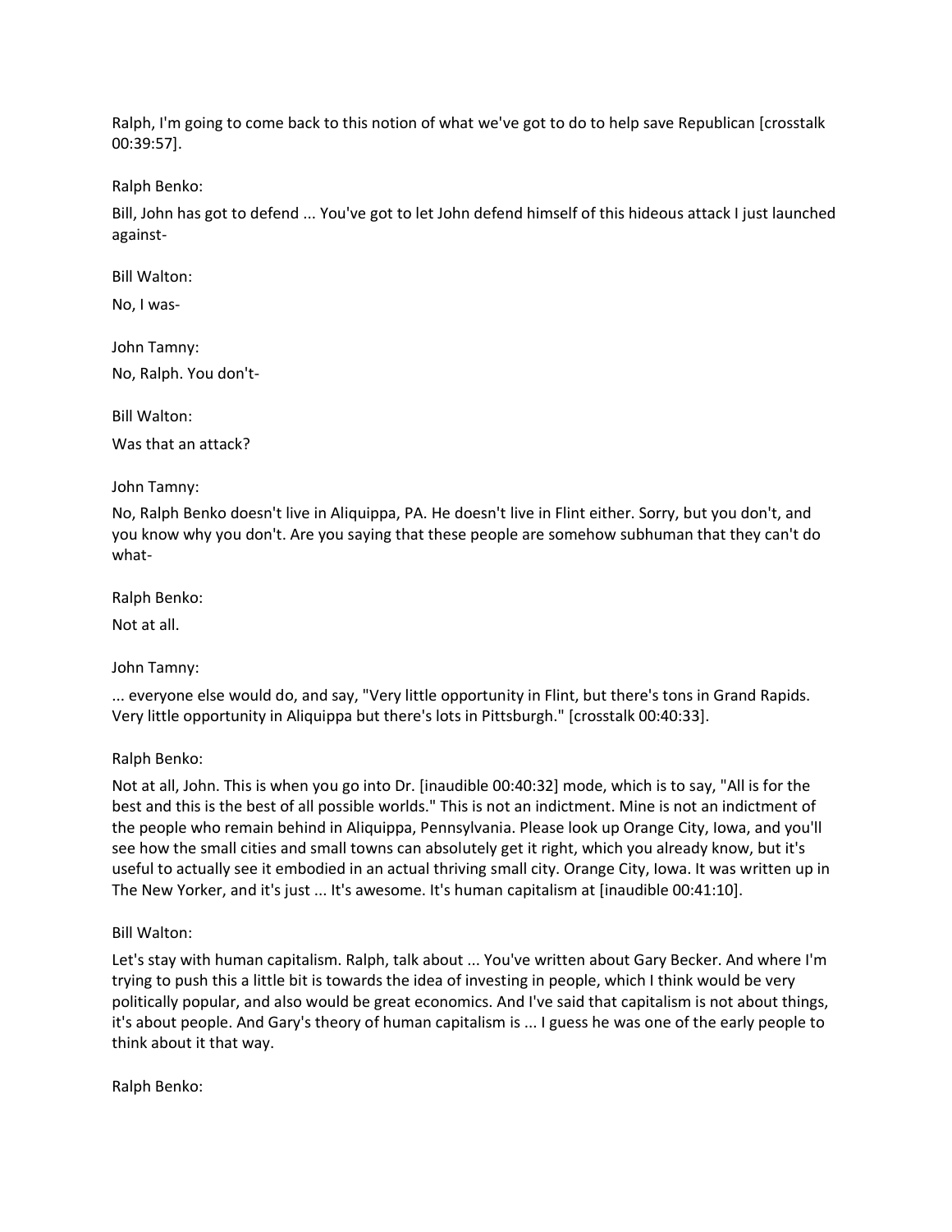Ralph, I'm going to come back to this notion of what we've got to do to help save Republican [crosstalk 00:39:57].

Ralph Benko:

Bill, John has got to defend ... You've got to let John defend himself of this hideous attack I just launched against-

Bill Walton:

No, I was-

John Tamny:

No, Ralph. You don't-

Bill Walton:

Was that an attack?

John Tamny:

No, Ralph Benko doesn't live in Aliquippa, PA. He doesn't live in Flint either. Sorry, but you don't, and you know why you don't. Are you saying that these people are somehow subhuman that they can't do what-

Ralph Benko:

Not at all.

John Tamny:

... everyone else would do, and say, "Very little opportunity in Flint, but there's tons in Grand Rapids. Very little opportunity in Aliquippa but there's lots in Pittsburgh." [crosstalk 00:40:33].

Ralph Benko:

Not at all, John. This is when you go into Dr. [inaudible 00:40:32] mode, which is to say, "All is for the best and this is the best of all possible worlds." This is not an indictment. Mine is not an indictment of the people who remain behind in Aliquippa, Pennsylvania. Please look up Orange City, Iowa, and you'll see how the small cities and small towns can absolutely get it right, which you already know, but it's useful to actually see it embodied in an actual thriving small city. Orange City, Iowa. It was written up in The New Yorker, and it's just ... It's awesome. It's human capitalism at [inaudible 00:41:10].

Bill Walton:

Let's stay with human capitalism. Ralph, talk about ... You've written about Gary Becker. And where I'm trying to push this a little bit is towards the idea of investing in people, which I think would be very politically popular, and also would be great economics. And I've said that capitalism is not about things, it's about people. And Gary's theory of human capitalism is ... I guess he was one of the early people to think about it that way.

Ralph Benko: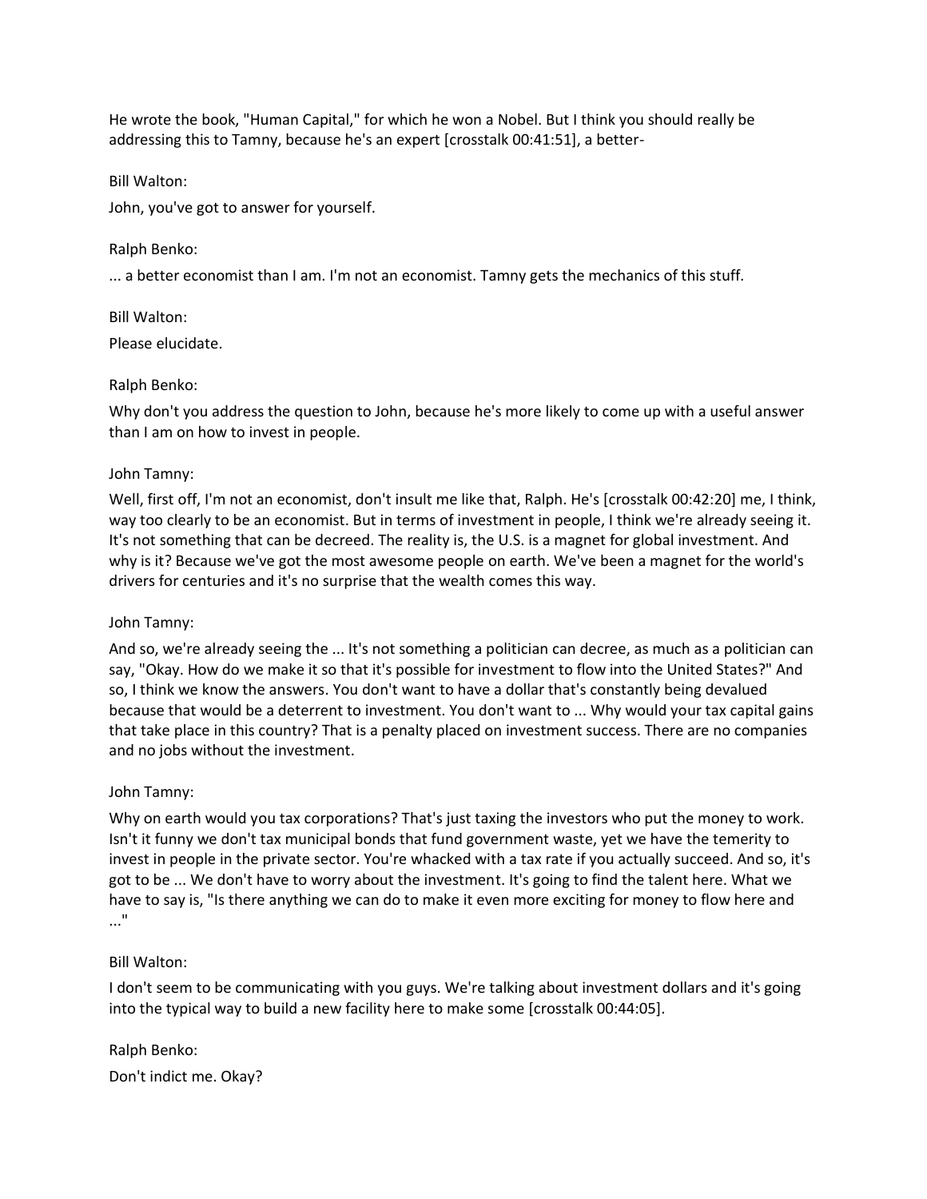He wrote the book, "Human Capital," for which he won a Nobel. But I think you should really be addressing this to Tamny, because he's an expert [crosstalk 00:41:51], a better-

Bill Walton:

John, you've got to answer for yourself.

Ralph Benko:

... a better economist than I am. I'm not an economist. Tamny gets the mechanics of this stuff.

Bill Walton:

Please elucidate.

Ralph Benko:

Why don't you address the question to John, because he's more likely to come up with a useful answer than I am on how to invest in people.

John Tamny:

Well, first off, I'm not an economist, don't insult me like that, Ralph. He's [crosstalk 00:42:20] me, I think, way too clearly to be an economist. But in terms of investment in people, I think we're already seeing it. It's not something that can be decreed. The reality is, the U.S. is a magnet for global investment. And why is it? Because we've got the most awesome people on earth. We've been a magnet for the world's drivers for centuries and it's no surprise that the wealth comes this way.

John Tamny:

And so, we're already seeing the ... It's not something a politician can decree, as much as a politician can say, "Okay. How do we make it so that it's possible for investment to flow into the United States?" And so, I think we know the answers. You don't want to have a dollar that's constantly being devalued because that would be a deterrent to investment. You don't want to ... Why would your tax capital gains that take place in this country? That is a penalty placed on investment success. There are no companies and no jobs without the investment.

John Tamny:

Why on earth would you tax corporations? That's just taxing the investors who put the money to work. Isn't it funny we don't tax municipal bonds that fund government waste, yet we have the temerity to invest in people in the private sector. You're whacked with a tax rate if you actually succeed. And so, it's got to be ... We don't have to worry about the investment. It's going to find the talent here. What we have to say is, "Is there anything we can do to make it even more exciting for money to flow here and ..."

Bill Walton:

I don't seem to be communicating with you guys. We're talking about investment dollars and it's going into the typical way to build a new facility here to make some [crosstalk 00:44:05].

Ralph Benko:

Don't indict me. Okay?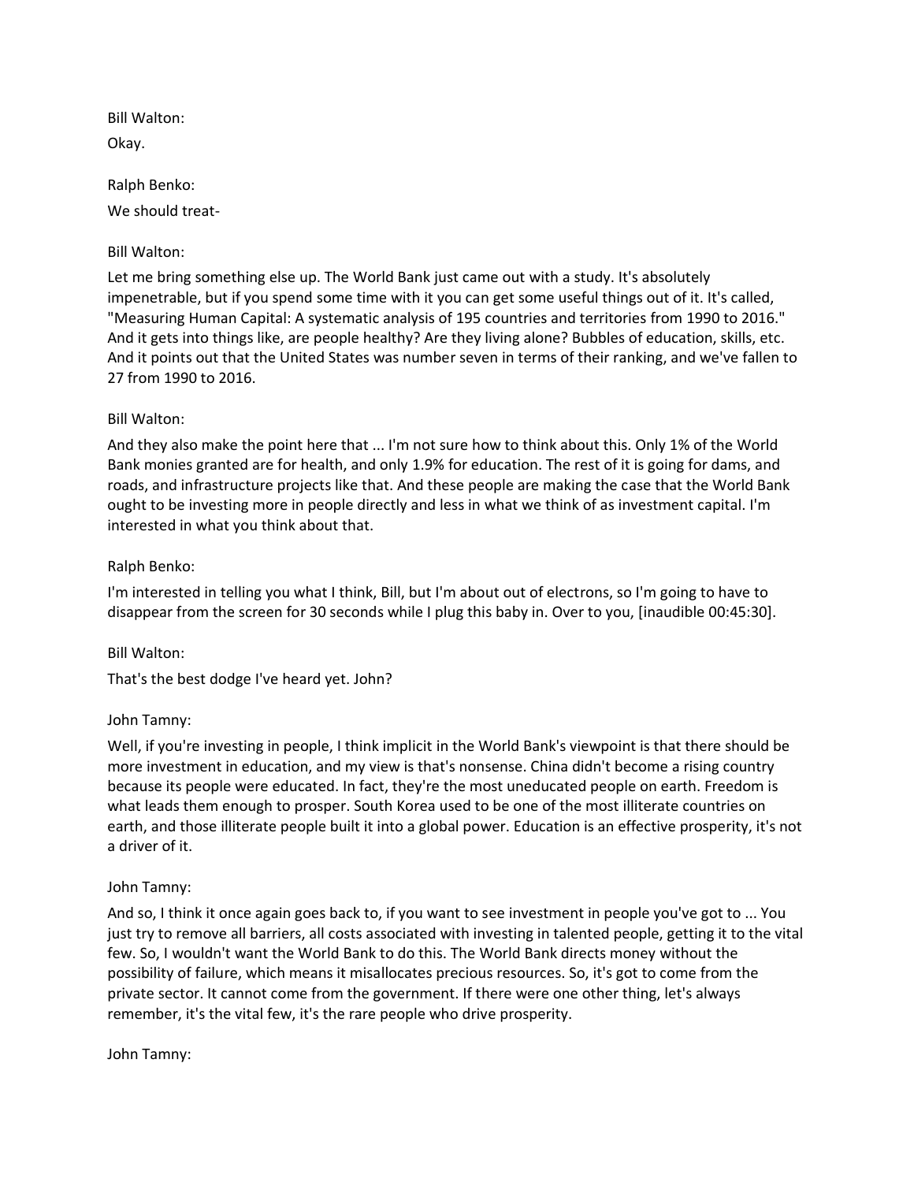Bill Walton:

Okay.

Ralph Benko:

We should treat-

Bill Walton:

Let me bring something else up. The World Bank just came out with a study. It's absolutely impenetrable, but if you spend some time with it you can get some useful things out of it. It's called, "Measuring Human Capital: A systematic analysis of 195 countries and territories from 1990 to 2016." And it gets into things like, are people healthy? Are they living alone? Bubbles of education, skills, etc. And it points out that the United States was number seven in terms of their ranking, and we've fallen to 27 from 1990 to 2016.

Bill Walton:

And they also make the point here that ... I'm not sure how to think about this. Only 1% of the World Bank monies granted are for health, and only 1.9% for education. The rest of it is going for dams, and roads, and infrastructure projects like that. And these people are making the case that the World Bank ought to be investing more in people directly and less in what we think of as investment capital. I'm interested in what you think about that.

Ralph Benko:

I'm interested in telling you what I think, Bill, but I'm about out of electrons, so I'm going to have to disappear from the screen for 30 seconds while I plug this baby in. Over to you, [inaudible 00:45:30].

Bill Walton:

That's the best dodge I've heard yet. John?

John Tamny:

Well, if you're investing in people, I think implicit in the World Bank's viewpoint is that there should be more investment in education, and my view is that's nonsense. China didn't become a rising country because its people were educated. In fact, they're the most uneducated people on earth. Freedom is what leads them enough to prosper. South Korea used to be one of the most illiterate countries on earth, and those illiterate people built it into a global power. Education is an effective prosperity, it's not a driver of it.

John Tamny:

And so, I think it once again goes back to, if you want to see investment in people you've got to ... You just try to remove all barriers, all costs associated with investing in talented people, getting it to the vital few. So, I wouldn't want the World Bank to do this. The World Bank directs money without the possibility of failure, which means it misallocates precious resources. So, it's got to come from the private sector. It cannot come from the government. If there were one other thing, let's always remember, it's the vital few, it's the rare people who drive prosperity.

John Tamny: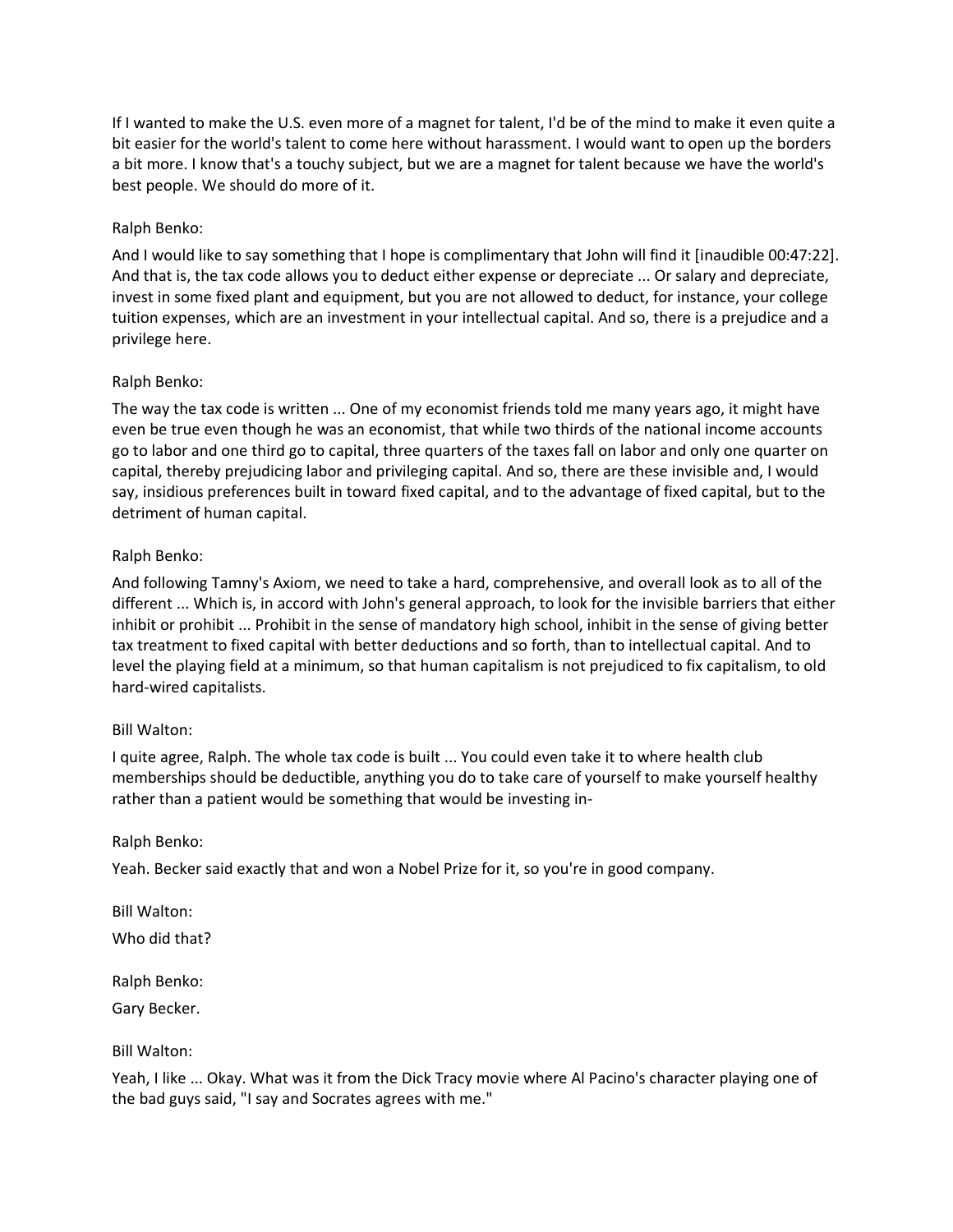If I wanted to make the U.S. even more of a magnet for talent, I'd be of the mind to make it even quite a bit easier for the world's talent to come here without harassment. I would want to open up the borders a bit more. I know that's a touchy subject, but we are a magnet for talent because we have the world's best people. We should do more of it.

Ralph Benko:

And I would like to say something that I hope is complimentary that John will find it [inaudible 00:47:22]. And that is, the tax code allows you to deduct either expense or depreciate ... Or salary and depreciate, invest in some fixed plant and equipment, but you are not allowed to deduct, for instance, your college tuition expenses, which are an investment in your intellectual capital. And so, there is a prejudice and a privilege here.

Ralph Benko:

The way the tax code is written ... One of my economist friends told me many years ago, it might have even be true even though he was an economist, that while two thirds of the national income accounts go to labor and one third go to capital, three quarters of the taxes fall on labor and only one quarter on capital, thereby prejudicing labor and privileging capital. And so, there are these invisible and, I would say, insidious preferences built in toward fixed capital, and to the advantage of fixed capital, but to the detriment of human capital.

Ralph Benko:

And following Tamny's Axiom, we need to take a hard, comprehensive, and overall look as to all of the different ... Which is, in accord with John's general approach, to look for the invisible barriers that either inhibit or prohibit ... Prohibit in the sense of mandatory high school, inhibit in the sense of giving better tax treatment to fixed capital with better deductions and so forth, than to intellectual capital. And to level the playing field at a minimum, so that human capitalism is not prejudiced to fix capitalism, to old hard-wired capitalists.

Bill Walton:

I quite agree, Ralph. The whole tax code is built ... You could even take it to where health club memberships should be deductible, anything you do to take care of yourself to make yourself healthy rather than a patient would be something that would be investing in-

Ralph Benko:

Yeah. Becker said exactly that and won a Nobel Prize for it, so you're in good company.

Bill Walton:

Who did that?

Ralph Benko:

Gary Becker.

Bill Walton:

Yeah, I like ... Okay. What was it from the Dick Tracy movie where Al Pacino's character playing one of the bad guys said, "I say and Socrates agrees with me."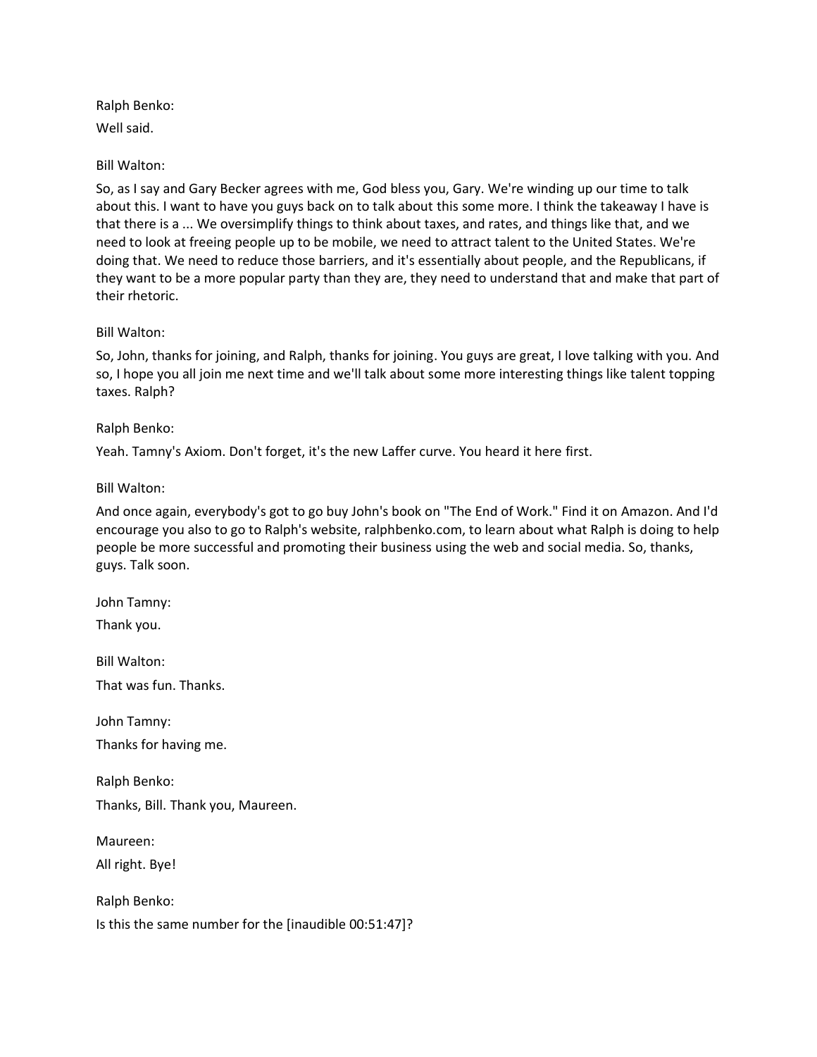Ralph Benko:

Well said.

Bill Walton:

So, as I say and Gary Becker agrees with me, God bless you, Gary. We're winding up our time to talk about this. I want to have you guys back on to talk about this some more. I think the takeaway I have is that there is a ... We oversimplify things to think about taxes, and rates, and things like that, and we need to look at freeing people up to be mobile, we need to attract talent to the United States. We're doing that. We need to reduce those barriers, and it's essentially about people, and the Republicans, if they want to be a more popular party than they are, they need to understand that and make that part of their rhetoric.

Bill Walton:

So, John, thanks for joining, and Ralph, thanks for joining. You guys are great, I love talking with you. And so, I hope you all join me next time and we'll talk about some more interesting things like talent topping taxes. Ralph?

Ralph Benko:

Yeah. Tamny's Axiom. Don't forget, it's the new Laffer curve. You heard it here first.

Bill Walton:

And once again, everybody's got to go buy John's book on "The End of Work." Find it on Amazon. And I'd encourage you also to go to Ralph's website, ralphbenko.com, to learn about what Ralph is doing to help people be more successful and promoting their business using the web and social media. So, thanks, guys. Talk soon.

John Tamny:

Thank you.

Bill Walton:

That was fun. Thanks.

John Tamny:

Thanks for having me.

Ralph Benko:

Thanks, Bill. Thank you, Maureen.

Maureen:

All right. Bye!

Ralph Benko:

Is this the same number for the [inaudible 00:51:47]?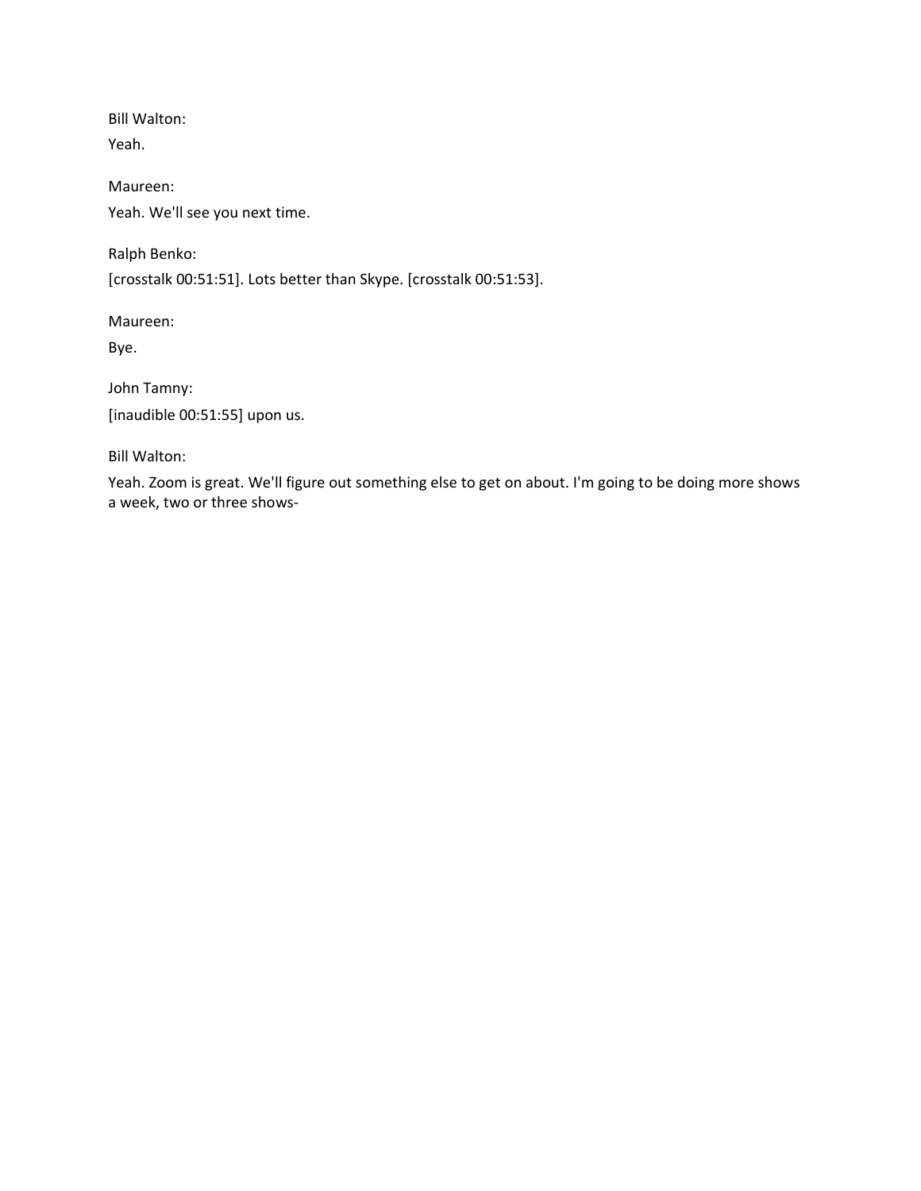Bill Walton:

Yeah.

Maureen:

Yeah. We'll see you next time.

Ralph Benko:

[crosstalk 00:51:51]. Lots better than Skype. [crosstalk 00:51:53].

Maureen:

Bye.

John Tamny:

[inaudible 00:51:55] upon us.

Bill Walton:

Yeah. Zoom is great. We'll figure out something else to get on about. I'm going to be doing more shows a week, two or three shows-